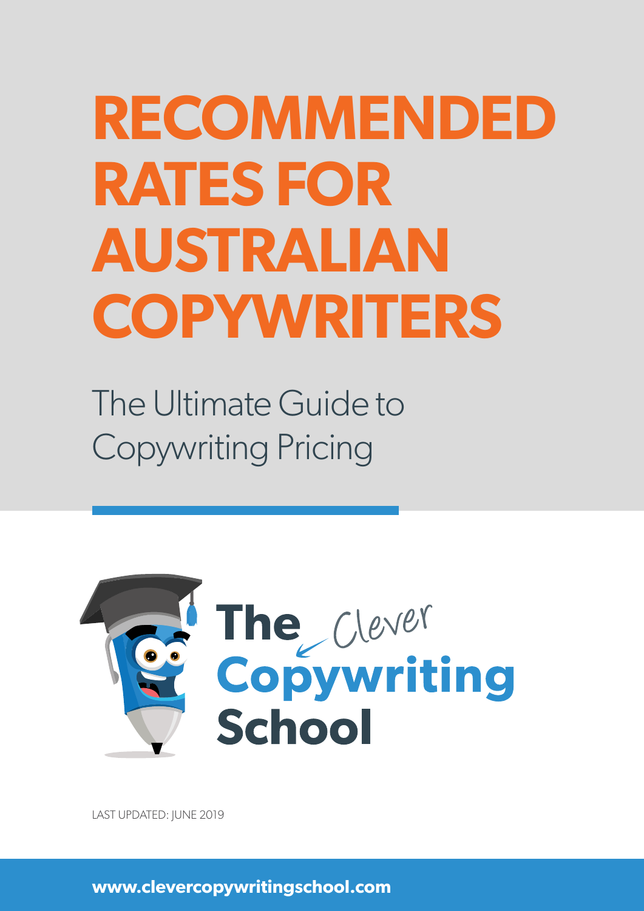# RECOMMENDED RATES FOR AUSTRALIAN COPYWRITERS

## The Ultimate Guide to Copywriting Pricing

The Clever Copywriting School

LAST UPDATED: JUNE 2019

www.clevercopywritingschool.com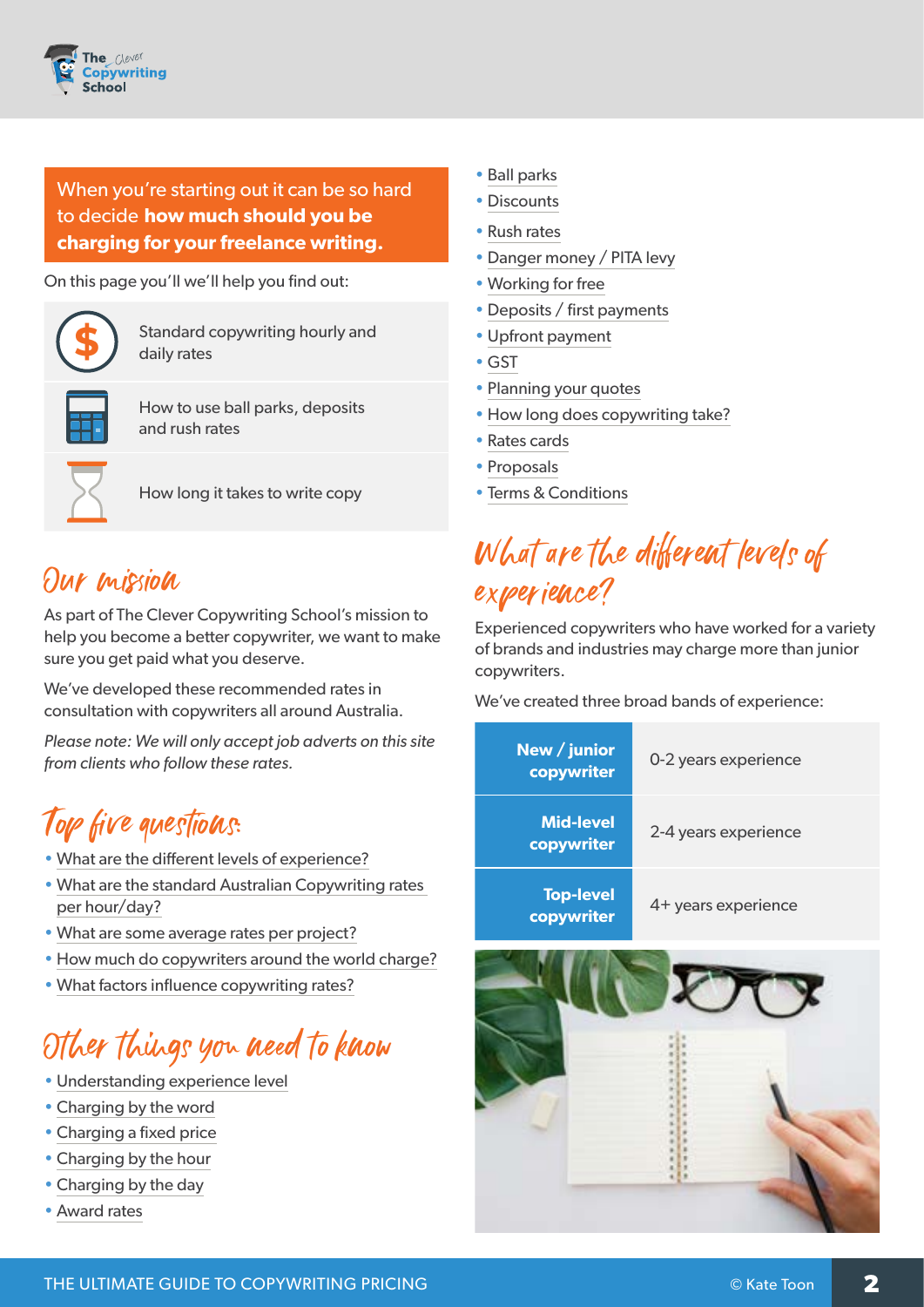**When you're starting out it can be so hard to decide how much should you be charging for your freelance writing.**

On this page you'll we'll help you find out:

- Standard copywriting hourly and daily rates
- How to use ball parks, deposits and rush rates
- How long it takes to write copy

## Our mission

As part of The Clever Copywriting School's mission to help you become a better copywriter, we want to make sure you get paid what you deserve.

We've developed these recommended rates in consultation with copywriters all around Australia.

*Please note: We will only accept job adverts on this site from clients who follow these rates.*

## Top five questions:

- What are the different levels of experience?
- What are the standard Australian Copywriting rates per hour/day?
- What are some average rates per project?
- How much do copywriters around the world charge?
- What factors influence copywriting rates?

## Other things you need to know

- Understanding experience level
- Charging by the word
- Charging a fixed price
- Charging by the hour
- Charging by the day
- Award rates
- Ball parks
- Discounts
- Rush rates
- Danger money / PITA levy
- Working for free
- Deposits / first payments
- Upfront payment
- GST
- Planning your quotes
- How long does copywriting take?
- Rates cards
- Proposals
- Terms & Conditions

## What are the different levels of experience?

Experienced copywriters who have worked for a variety of brands and industries may charge more than junior copywriters.

We've created three broad bands of experience:

| Level | Experience |
|---|---|
| **New / junior copywriter** | 0-2 years experience |
| **Mid-level copywriter** | 2-4 years experience |
| **Top-level copywriter** | 4+ years experience |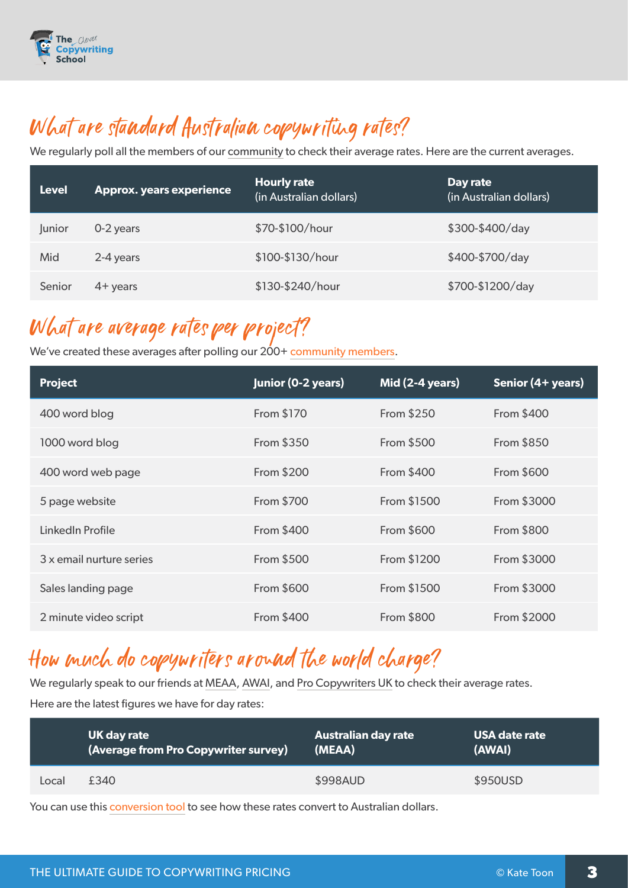## What are standard Australian copywriting rates?

We regularly poll all the members of our community to check their average rates. Here are the current averages.

| Level | Approx. years experience | Hourly rate (in Australian dollars) | Day rate (in Australian dollars) |
|---|---|---|---|
| Junior | 0-2 years | $70-$100/hour | $300-$400/day |
| Mid | 2-4 years | $100-$130/hour | $400-$700/day |
| Senior | 4+ years | $130-$240/hour | $700-$1200/day |

## What are average rates per project?

We've created these averages after polling our 200+ community members.

| Project | Junior (0-2 years) | Mid (2-4 years) | Senior (4+ years) |
|---|---|---|---|
| 400 word blog | From $170 | From $250 | From $400 |
| 1000 word blog | From $350 | From $500 | From $850 |
| 400 word web page | From $200 | From $400 | From $600 |
| 5 page website | From $700 | From $1500 | From $3000 |
| LinkedIn Profile | From $400 | From $600 | From $800 |
| 3 x email nurture series | From $500 | From $1200 | From $3000 |
| Sales landing page | From $600 | From $1500 | From $3000 |
| 2 minute video script | From $400 | From $800 | From $2000 |

## How much do copywriters around the world charge?

We regularly speak to our friends at MEAA, AWAI, and Pro Copywriters UK to check their average rates.

Here are the latest figures we have for day rates:

| | UK day rate (Average from Pro Copywriter survey) | Australian day rate (MEAA) | USA date rate (AWAI) |
|---|---|---|---|
| Local | £340 | $998AUD | $950USD |

You can use this conversion tool to see how these rates convert to Australian dollars.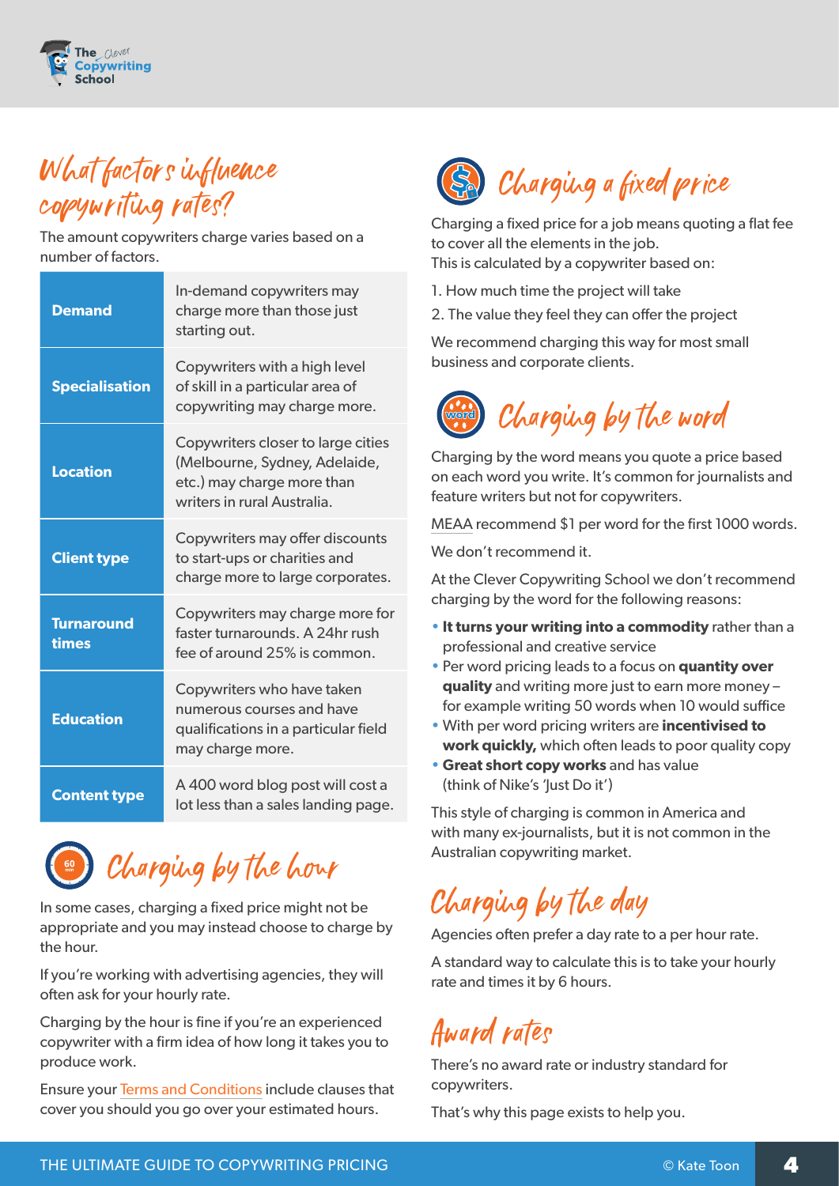## What factors influence copywriting rates?

The amount copywriters charge varies based on a number of factors.

| | |
|---|---|
| **Demand** | In-demand copywriters may charge more than those just starting out. |
| **Specialisation** | Copywriters with a high level of skill in a particular area of copywriting may charge more. |
| **Location** | Copywriters closer to large cities (Melbourne, Sydney, Adelaide, etc.) may charge more than writers in rural Australia. |
| **Client type** | Copywriters may offer discounts to start-ups or charities and charge more to large corporates. |
| **Turnaround times** | Copywriters may charge more for faster turnarounds. A 24hr rush fee of around 25% is common. |
| **Education** | Copywriters who have taken numerous courses and have qualifications in a particular field may charge more. |
| **Content type** | A 400 word blog post will cost a lot less than a sales landing page. |

## Charging by the hour

In some cases, charging a fixed price might not be appropriate and you may instead choose to charge by the hour.

If you're working with advertising agencies, they will often ask for your hourly rate.

Charging by the hour is fine if you're an experienced copywriter with a firm idea of how long it takes you to produce work.

Ensure your Terms and Conditions include clauses that cover you should you go over your estimated hours.

## Charging a fixed price

Charging a fixed price for a job means quoting a flat fee to cover all the elements in the job.
This is calculated by a copywriter based on:

1. How much time the project will take
2. The value they feel they can offer the project

We recommend charging this way for most small business and corporate clients.

## Charging by the word

Charging by the word means you quote a price based on each word you write. It's common for journalists and feature writers but not for copywriters.

MEAA recommend $1 per word for the first 1000 words.

We don't recommend it.

At the Clever Copywriting School we don't recommend charging by the word for the following reasons:

- **It turns your writing into a commodity** rather than a professional and creative service
- Per word pricing leads to a focus on **quantity over quality** and writing more just to earn more money – for example writing 50 words when 10 would suffice
- With per word pricing writers are **incentivised to work quickly,** which often leads to poor quality copy
- **Great short copy works** and has value (think of Nike's 'Just Do it')

This style of charging is common in America and with many ex-journalists, but it is not common in the Australian copywriting market.

## Charging by the day

Agencies often prefer a day rate to a per hour rate.

A standard way to calculate this is to take your hourly rate and times it by 6 hours.

## Award rates

There's no award rate or industry standard for copywriters.

That's why this page exists to help you.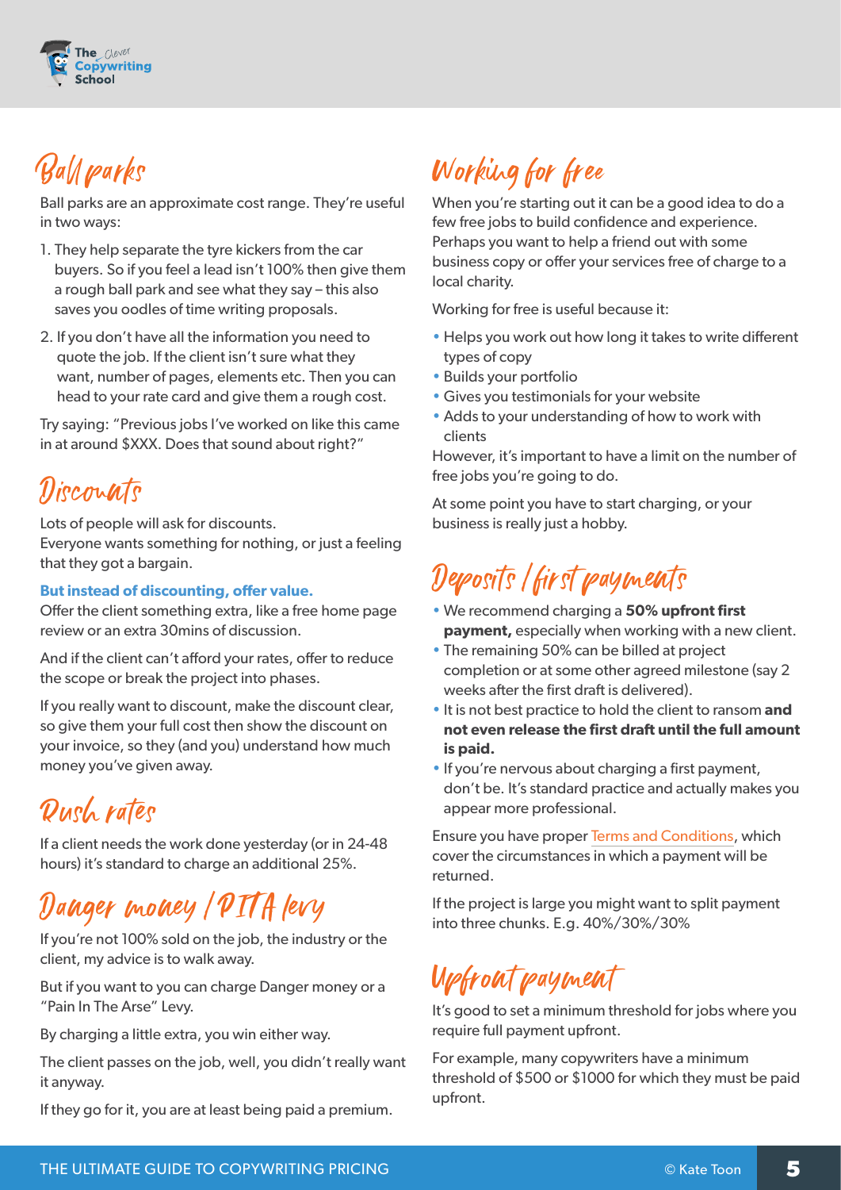## Ball parks

Ball parks are an approximate cost range. They're useful in two ways:

1. They help separate the tyre kickers from the car buyers. So if you feel a lead isn't 100% then give them a rough ball park and see what they say – this also saves you oodles of time writing proposals.
2. If you don't have all the information you need to quote the job. If the client isn't sure what they want, number of pages, elements etc. Then you can head to your rate card and give them a rough cost.

Try saying: "Previous jobs I've worked on like this came in at around $XXX. Does that sound about right?"

## Discounts

Lots of people will ask for discounts.
Everyone wants something for nothing, or just a feeling that they got a bargain.

**But instead of discounting, offer value.**
Offer the client something extra, like a free home page review or an extra 30mins of discussion.

And if the client can't afford your rates, offer to reduce the scope or break the project into phases.

If you really want to discount, make the discount clear, so give them your full cost then show the discount on your invoice, so they (and you) understand how much money you've given away.

## Rush rates

If a client needs the work done yesterday (or in 24-48 hours) it's standard to charge an additional 25%.

## Danger money / PITA levy

If you're not 100% sold on the job, the industry or the client, my advice is to walk away.

But if you want to you can charge Danger money or a "Pain In The Arse" Levy.

By charging a little extra, you win either way.

The client passes on the job, well, you didn't really want it anyway.

If they go for it, you are at least being paid a premium.

## Working for free

When you're starting out it can be a good idea to do a few free jobs to build confidence and experience. Perhaps you want to help a friend out with some business copy or offer your services free of charge to a local charity.

Working for free is useful because it:

- Helps you work out how long it takes to write different types of copy
- Builds your portfolio
- Gives you testimonials for your website
- Adds to your understanding of how to work with clients

However, it's important to have a limit on the number of free jobs you're going to do.

At some point you have to start charging, or your business is really just a hobby.

## Deposits / first payments

- We recommend charging a **50% upfront first payment,** especially when working with a new client.
- The remaining 50% can be billed at project completion or at some other agreed milestone (say 2 weeks after the first draft is delivered).
- It is not best practice to hold the client to ransom **and not even release the first draft until the full amount is paid.**
- If you're nervous about charging a first payment, don't be. It's standard practice and actually makes you appear more professional.

Ensure you have proper Terms and Conditions, which cover the circumstances in which a payment will be returned.

If the project is large you might want to split payment into three chunks. E.g. 40%/30%/30%

## Upfront payment

It's good to set a minimum threshold for jobs where you require full payment upfront.

For example, many copywriters have a minimum threshold of $500 or $1000 for which they must be paid upfront.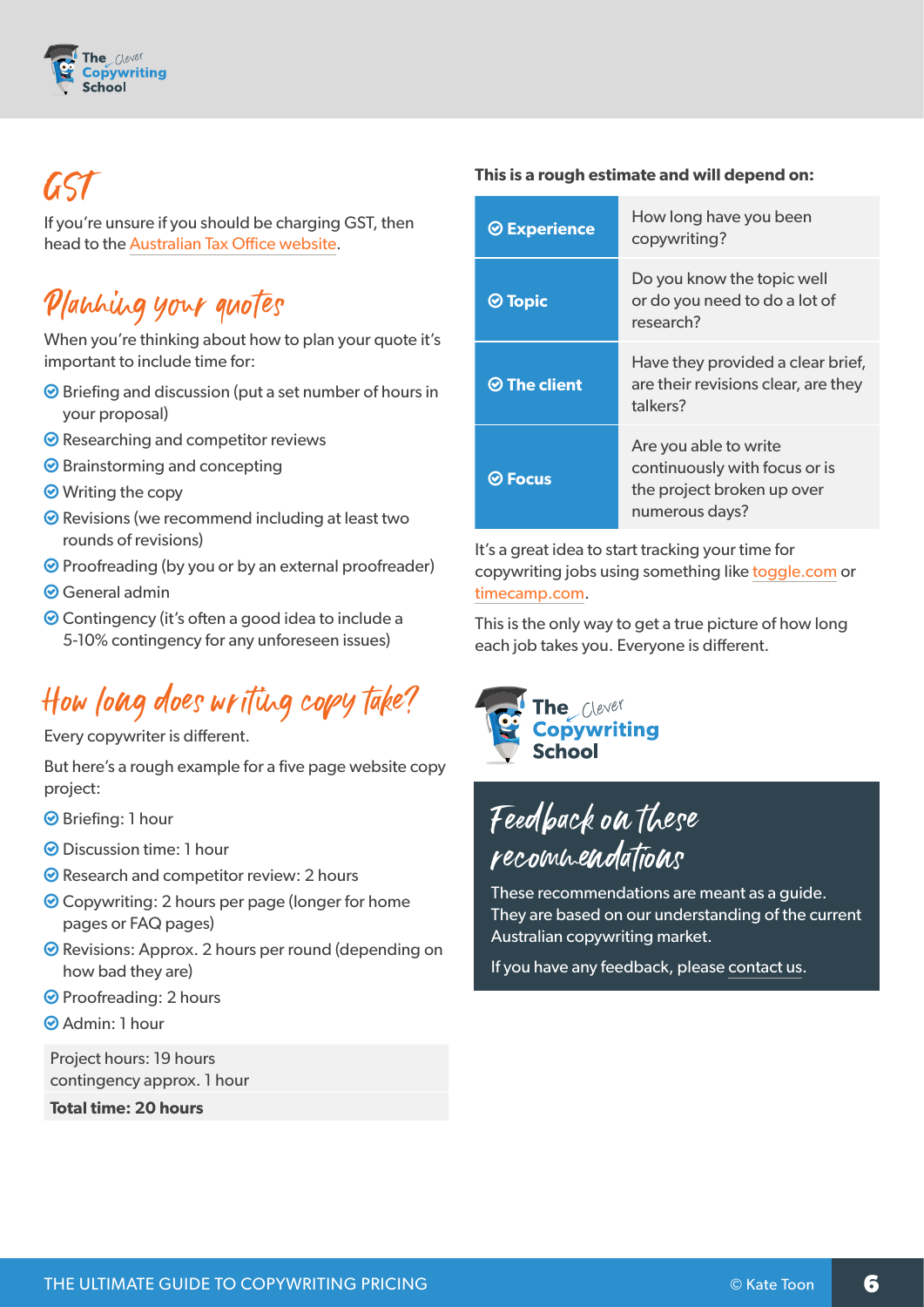## GST

If you're unsure if you should be charging GST, then head to the Australian Tax Office website.

## Planning your quotes

When you're thinking about how to plan your quote it's important to include time for:

- Briefing and discussion (put a set number of hours in your proposal)
- Researching and competitor reviews
- Brainstorming and concepting
- Writing the copy
- Revisions (we recommend including at least two rounds of revisions)
- Proofreading (by you or by an external proofreader)
- General admin
- Contingency (it's often a good idea to include a 5-10% contingency for any unforeseen issues)

## How long does writing copy take?

Every copywriter is different.

But here's a rough example for a five page website copy project:

- Briefing: 1 hour
- Discussion time: 1 hour
- Research and competitor review: 2 hours
- Copywriting: 2 hours per page (longer for home pages or FAQ pages)
- Revisions: Approx. 2 hours per round (depending on how bad they are)
- Proofreading: 2 hours
- Admin: 1 hour

Project hours: 19 hours
contingency approx. 1 hour

**Total time: 20 hours**

**This is a rough estimate and will depend on:**

| | |
|---|---|
| **Experience** | How long have you been copywriting? |
| **Topic** | Do you know the topic well or do you need to do a lot of research? |
| **The client** | Have they provided a clear brief, are their revisions clear, are they talkers? |
| **Focus** | Are you able to write continuously with focus or is the project broken up over numerous days? |

It's a great idea to start tracking your time for copywriting jobs using something like toggle.com or timecamp.com.

This is the only way to get a true picture of how long each job takes you. Everyone is different.

The Clever Copywriting School

## Feedback on these recommendations

These recommendations are meant as a guide. They are based on our understanding of the current Australian copywriting market.

If you have any feedback, please contact us.